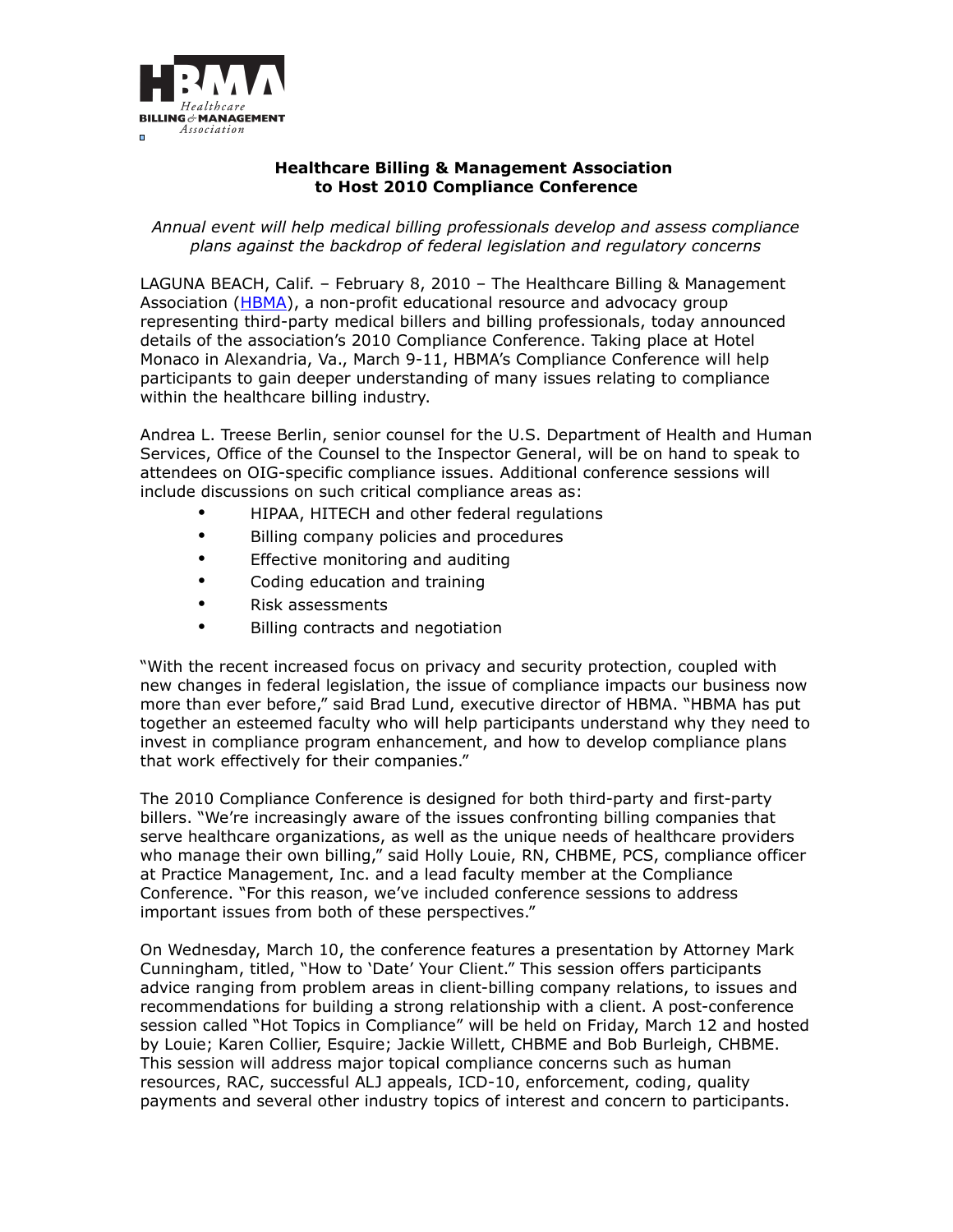HBMA Healthcare BILLING & MANAGEMENT Association

**Healthcare Billing & Management Association**
**to Host 2010 Compliance Conference**

*Annual event will help medical billing professionals develop and assess compliance plans against the backdrop of federal legislation and regulatory concerns*

LAGUNA BEACH, Calif. – February 8, 2010 – The Healthcare Billing & Management Association (HBMA), a non-profit educational resource and advocacy group representing third-party medical billers and billing professionals, today announced details of the association's 2010 Compliance Conference. Taking place at Hotel Monaco in Alexandria, Va., March 9-11, HBMA's Compliance Conference will help participants to gain deeper understanding of many issues relating to compliance within the healthcare billing industry.

Andrea L. Treese Berlin, senior counsel for the U.S. Department of Health and Human Services, Office of the Counsel to the Inspector General, will be on hand to speak to attendees on OIG-specific compliance issues. Additional conference sessions will include discussions on such critical compliance areas as:

- HIPAA, HITECH and other federal regulations
- Billing company policies and procedures
- Effective monitoring and auditing
- Coding education and training
- Risk assessments
- Billing contracts and negotiation

"With the recent increased focus on privacy and security protection, coupled with new changes in federal legislation, the issue of compliance impacts our business now more than ever before," said Brad Lund, executive director of HBMA. "HBMA has put together an esteemed faculty who will help participants understand why they need to invest in compliance program enhancement, and how to develop compliance plans that work effectively for their companies."

The 2010 Compliance Conference is designed for both third-party and first-party billers. "We're increasingly aware of the issues confronting billing companies that serve healthcare organizations, as well as the unique needs of healthcare providers who manage their own billing," said Holly Louie, RN, CHBME, PCS, compliance officer at Practice Management, Inc. and a lead faculty member at the Compliance Conference. "For this reason, we've included conference sessions to address important issues from both of these perspectives."

On Wednesday, March 10, the conference features a presentation by Attorney Mark Cunningham, titled, "How to 'Date' Your Client." This session offers participants advice ranging from problem areas in client-billing company relations, to issues and recommendations for building a strong relationship with a client. A post-conference session called "Hot Topics in Compliance" will be held on Friday, March 12 and hosted by Louie; Karen Collier, Esquire; Jackie Willett, CHBME and Bob Burleigh, CHBME. This session will address major topical compliance concerns such as human resources, RAC, successful ALJ appeals, ICD-10, enforcement, coding, quality payments and several other industry topics of interest and concern to participants.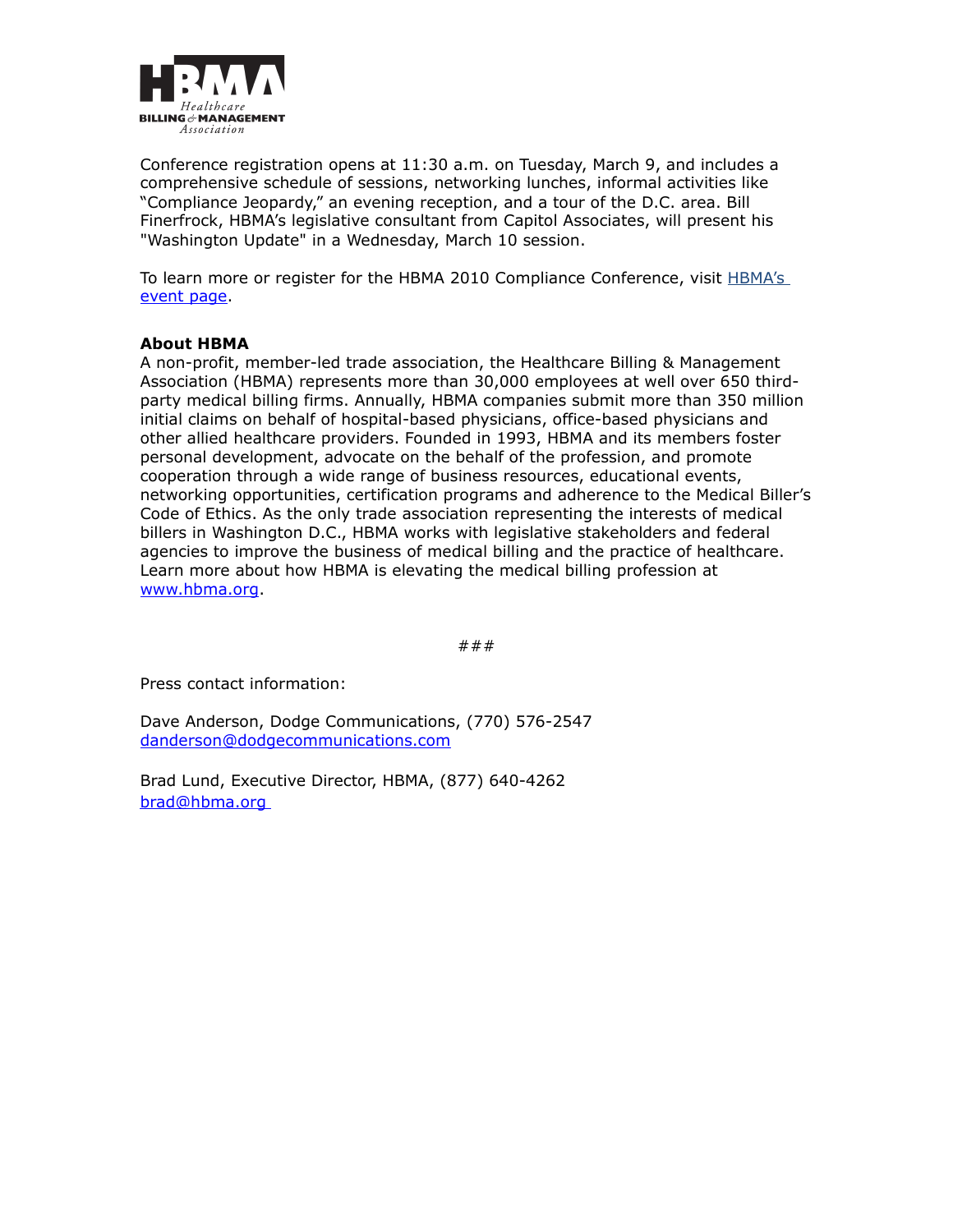Conference registration opens at 11:30 a.m. on Tuesday, March 9, and includes a comprehensive schedule of sessions, networking lunches, informal activities like "Compliance Jeopardy," an evening reception, and a tour of the D.C. area. Bill Finerfrock, HBMA's legislative consultant from Capitol Associates, will present his "Washington Update" in a Wednesday, March 10 session.

To learn more or register for the HBMA 2010 Compliance Conference, visit HBMA's event page.

**About HBMA**

A non-profit, member-led trade association, the Healthcare Billing & Management Association (HBMA) represents more than 30,000 employees at well over 650 third-party medical billing firms. Annually, HBMA companies submit more than 350 million initial claims on behalf of hospital-based physicians, office-based physicians and other allied healthcare providers. Founded in 1993, HBMA and its members foster personal development, advocate on the behalf of the profession, and promote cooperation through a wide range of business resources, educational events, networking opportunities, certification programs and adherence to the Medical Biller's Code of Ethics. As the only trade association representing the interests of medical billers in Washington D.C., HBMA works with legislative stakeholders and federal agencies to improve the business of medical billing and the practice of healthcare. Learn more about how HBMA is elevating the medical billing profession at www.hbma.org.

###

Press contact information:

Dave Anderson, Dodge Communications, (770) 576-2547
danderson@dodgecommunications.com

Brad Lund, Executive Director, HBMA, (877) 640-4262
brad@hbma.org